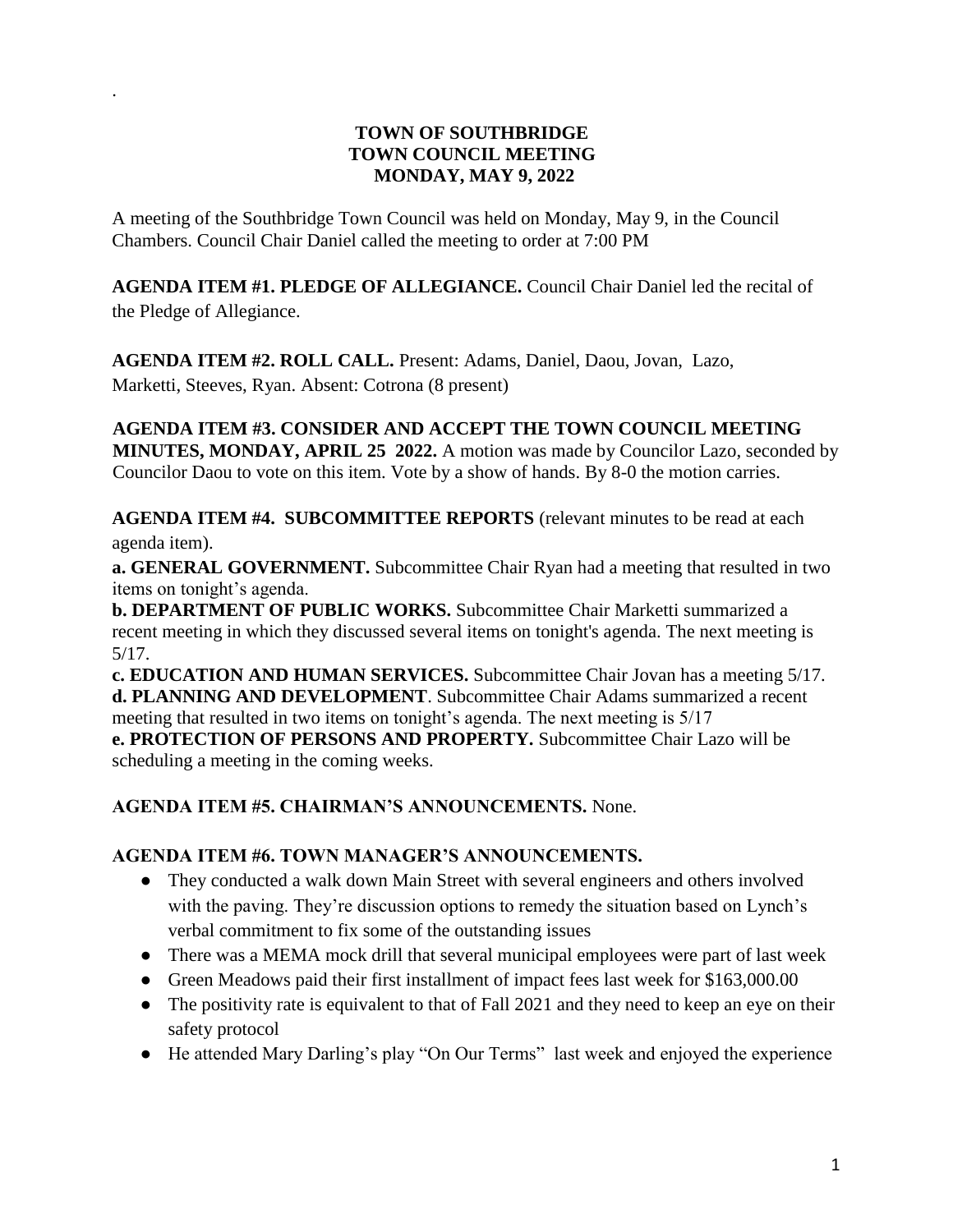.

**TOWN OF SOUTHBRIDGE**
**TOWN COUNCIL MEETING**
**MONDAY, MAY 9, 2022**

A meeting of the Southbridge Town Council was held on Monday, May 9, in the Council Chambers. Council Chair Daniel called the meeting to order at 7:00 PM

**AGENDA ITEM #1. PLEDGE OF ALLEGIANCE.** Council Chair Daniel led the recital of the Pledge of Allegiance.

**AGENDA ITEM #2. ROLL CALL.** Present: Adams, Daniel, Daou, Jovan, Lazo, Marketti, Steeves, Ryan. Absent: Cotrona (8 present)

**AGENDA ITEM #3. CONSIDER AND ACCEPT THE TOWN COUNCIL MEETING MINUTES, MONDAY, APRIL 25 2022.** A motion was made by Councilor Lazo, seconded by Councilor Daou to vote on this item. Vote by a show of hands. By 8-0 the motion carries.

**AGENDA ITEM #4. SUBCOMMITTEE REPORTS** (relevant minutes to be read at each agenda item).

**a. GENERAL GOVERNMENT.** Subcommittee Chair Ryan had a meeting that resulted in two items on tonight's agenda.

**b. DEPARTMENT OF PUBLIC WORKS.** Subcommittee Chair Marketti summarized a recent meeting in which they discussed several items on tonight's agenda. The next meeting is 5/17.

**c. EDUCATION AND HUMAN SERVICES.** Subcommittee Chair Jovan has a meeting 5/17.

**d. PLANNING AND DEVELOPMENT**. Subcommittee Chair Adams summarized a recent meeting that resulted in two items on tonight's agenda. The next meeting is 5/17

**e. PROTECTION OF PERSONS AND PROPERTY.** Subcommittee Chair Lazo will be scheduling a meeting in the coming weeks.

**AGENDA ITEM #5. CHAIRMAN'S ANNOUNCEMENTS.** None.

**AGENDA ITEM #6. TOWN MANAGER'S ANNOUNCEMENTS.**

- They conducted a walk down Main Street with several engineers and others involved with the paving. They're discussion options to remedy the situation based on Lynch's verbal commitment to fix some of the outstanding issues
- There was a MEMA mock drill that several municipal employees were part of last week
- Green Meadows paid their first installment of impact fees last week for $163,000.00
- The positivity rate is equivalent to that of Fall 2021 and they need to keep an eye on their safety protocol
- He attended Mary Darling's play "On Our Terms" last week and enjoyed the experience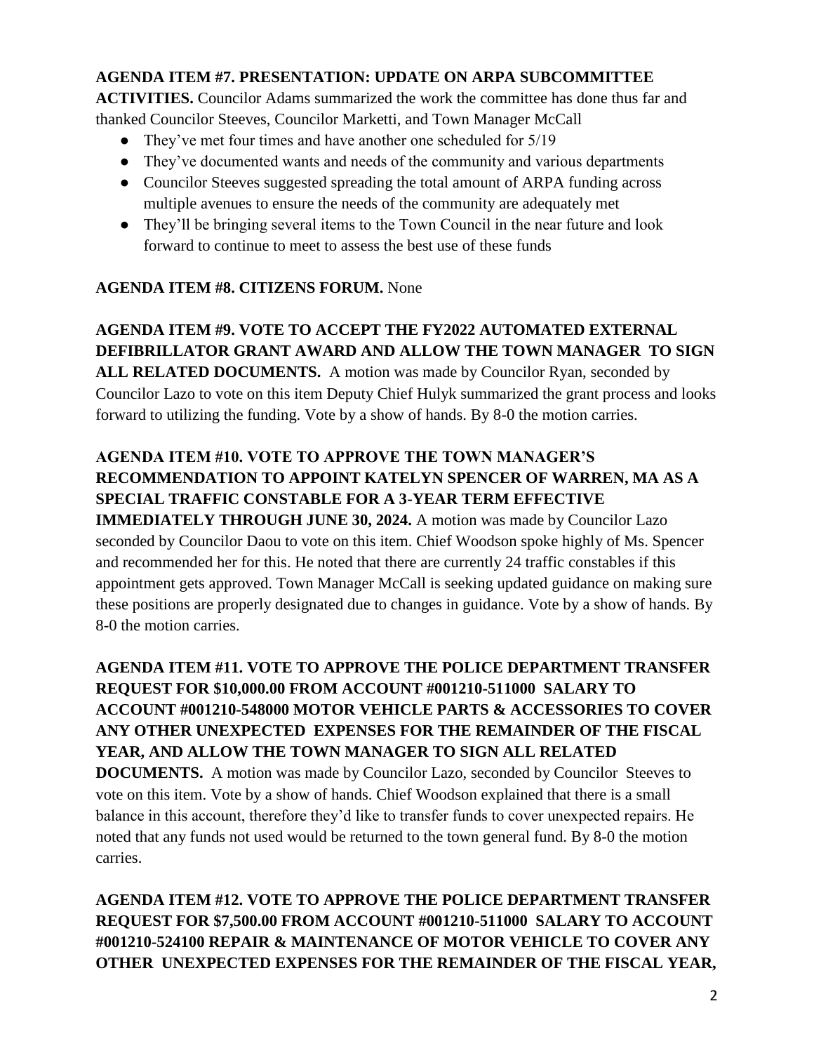**AGENDA ITEM #7. PRESENTATION: UPDATE ON ARPA SUBCOMMITTEE ACTIVITIES.** Councilor Adams summarized the work the committee has done thus far and thanked Councilor Steeves, Councilor Marketti, and Town Manager McCall

- They've met four times and have another one scheduled for 5/19
- They've documented wants and needs of the community and various departments
- Councilor Steeves suggested spreading the total amount of ARPA funding across multiple avenues to ensure the needs of the community are adequately met
- They'll be bringing several items to the Town Council in the near future and look forward to continue to meet to assess the best use of these funds

**AGENDA ITEM #8. CITIZENS FORUM.** None

**AGENDA ITEM #9. VOTE TO ACCEPT THE FY2022 AUTOMATED EXTERNAL DEFIBRILLATOR GRANT AWARD AND ALLOW THE TOWN MANAGER TO SIGN ALL RELATED DOCUMENTS.** A motion was made by Councilor Ryan, seconded by Councilor Lazo to vote on this item Deputy Chief Hulyk summarized the grant process and looks forward to utilizing the funding. Vote by a show of hands. By 8-0 the motion carries.

**AGENDA ITEM #10. VOTE TO APPROVE THE TOWN MANAGER'S RECOMMENDATION TO APPOINT KATELYN SPENCER OF WARREN, MA AS A SPECIAL TRAFFIC CONSTABLE FOR A 3-YEAR TERM EFFECTIVE IMMEDIATELY THROUGH JUNE 30, 2024.** A motion was made by Councilor Lazo seconded by Councilor Daou to vote on this item. Chief Woodson spoke highly of Ms. Spencer and recommended her for this. He noted that there are currently 24 traffic constables if this appointment gets approved. Town Manager McCall is seeking updated guidance on making sure these positions are properly designated due to changes in guidance. Vote by a show of hands. By 8-0 the motion carries.

**AGENDA ITEM #11. VOTE TO APPROVE THE POLICE DEPARTMENT TRANSFER REQUEST FOR $10,000.00 FROM ACCOUNT #001210-511000 SALARY TO ACCOUNT #001210-548000 MOTOR VEHICLE PARTS & ACCESSORIES TO COVER ANY OTHER UNEXPECTED EXPENSES FOR THE REMAINDER OF THE FISCAL YEAR, AND ALLOW THE TOWN MANAGER TO SIGN ALL RELATED DOCUMENTS.** A motion was made by Councilor Lazo, seconded by Councilor Steeves to vote on this item. Vote by a show of hands. Chief Woodson explained that there is a small balance in this account, therefore they'd like to transfer funds to cover unexpected repairs. He noted that any funds not used would be returned to the town general fund. By 8-0 the motion carries.

**AGENDA ITEM #12. VOTE TO APPROVE THE POLICE DEPARTMENT TRANSFER REQUEST FOR $7,500.00 FROM ACCOUNT #001210-511000 SALARY TO ACCOUNT #001210-524100 REPAIR & MAINTENANCE OF MOTOR VEHICLE TO COVER ANY OTHER UNEXPECTED EXPENSES FOR THE REMAINDER OF THE FISCAL YEAR,**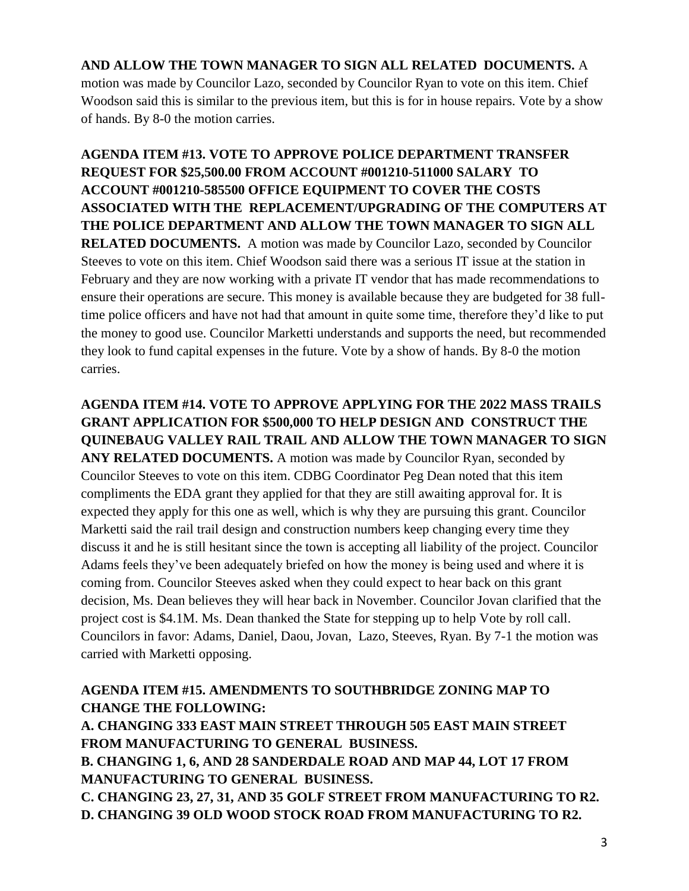**AND ALLOW THE TOWN MANAGER TO SIGN ALL RELATED DOCUMENTS.** A motion was made by Councilor Lazo, seconded by Councilor Ryan to vote on this item. Chief Woodson said this is similar to the previous item, but this is for in house repairs. Vote by a show of hands. By 8-0 the motion carries.

**AGENDA ITEM #13. VOTE TO APPROVE POLICE DEPARTMENT TRANSFER REQUEST FOR $25,500.00 FROM ACCOUNT #001210-511000 SALARY TO ACCOUNT #001210-585500 OFFICE EQUIPMENT TO COVER THE COSTS ASSOCIATED WITH THE REPLACEMENT/UPGRADING OF THE COMPUTERS AT THE POLICE DEPARTMENT AND ALLOW THE TOWN MANAGER TO SIGN ALL RELATED DOCUMENTS.** A motion was made by Councilor Lazo, seconded by Councilor Steeves to vote on this item. Chief Woodson said there was a serious IT issue at the station in February and they are now working with a private IT vendor that has made recommendations to ensure their operations are secure. This money is available because they are budgeted for 38 full-time police officers and have not had that amount in quite some time, therefore they'd like to put the money to good use. Councilor Marketti understands and supports the need, but recommended they look to fund capital expenses in the future. Vote by a show of hands. By 8-0 the motion carries.

**AGENDA ITEM #14. VOTE TO APPROVE APPLYING FOR THE 2022 MASS TRAILS GRANT APPLICATION FOR $500,000 TO HELP DESIGN AND CONSTRUCT THE QUINEBAUG VALLEY RAIL TRAIL AND ALLOW THE TOWN MANAGER TO SIGN ANY RELATED DOCUMENTS.** A motion was made by Councilor Ryan, seconded by Councilor Steeves to vote on this item. CDBG Coordinator Peg Dean noted that this item compliments the EDA grant they applied for that they are still awaiting approval for. It is expected they apply for this one as well, which is why they are pursuing this grant. Councilor Marketti said the rail trail design and construction numbers keep changing every time they discuss it and he is still hesitant since the town is accepting all liability of the project. Councilor Adams feels they've been adequately briefed on how the money is being used and where it is coming from. Councilor Steeves asked when they could expect to hear back on this grant decision, Ms. Dean believes they will hear back in November. Councilor Jovan clarified that the project cost is $4.1M. Ms. Dean thanked the State for stepping up to help Vote by roll call. Councilors in favor: Adams, Daniel, Daou, Jovan, Lazo, Steeves, Ryan. By 7-1 the motion was carried with Marketti opposing.

**AGENDA ITEM #15. AMENDMENTS TO SOUTHBRIDGE ZONING MAP TO CHANGE THE FOLLOWING:**

**A. CHANGING 333 EAST MAIN STREET THROUGH 505 EAST MAIN STREET FROM MANUFACTURING TO GENERAL BUSINESS.**

**B. CHANGING 1, 6, AND 28 SANDERDALE ROAD AND MAP 44, LOT 17 FROM MANUFACTURING TO GENERAL BUSINESS.**

**C. CHANGING 23, 27, 31, AND 35 GOLF STREET FROM MANUFACTURING TO R2.**

**D. CHANGING 39 OLD WOOD STOCK ROAD FROM MANUFACTURING TO R2.**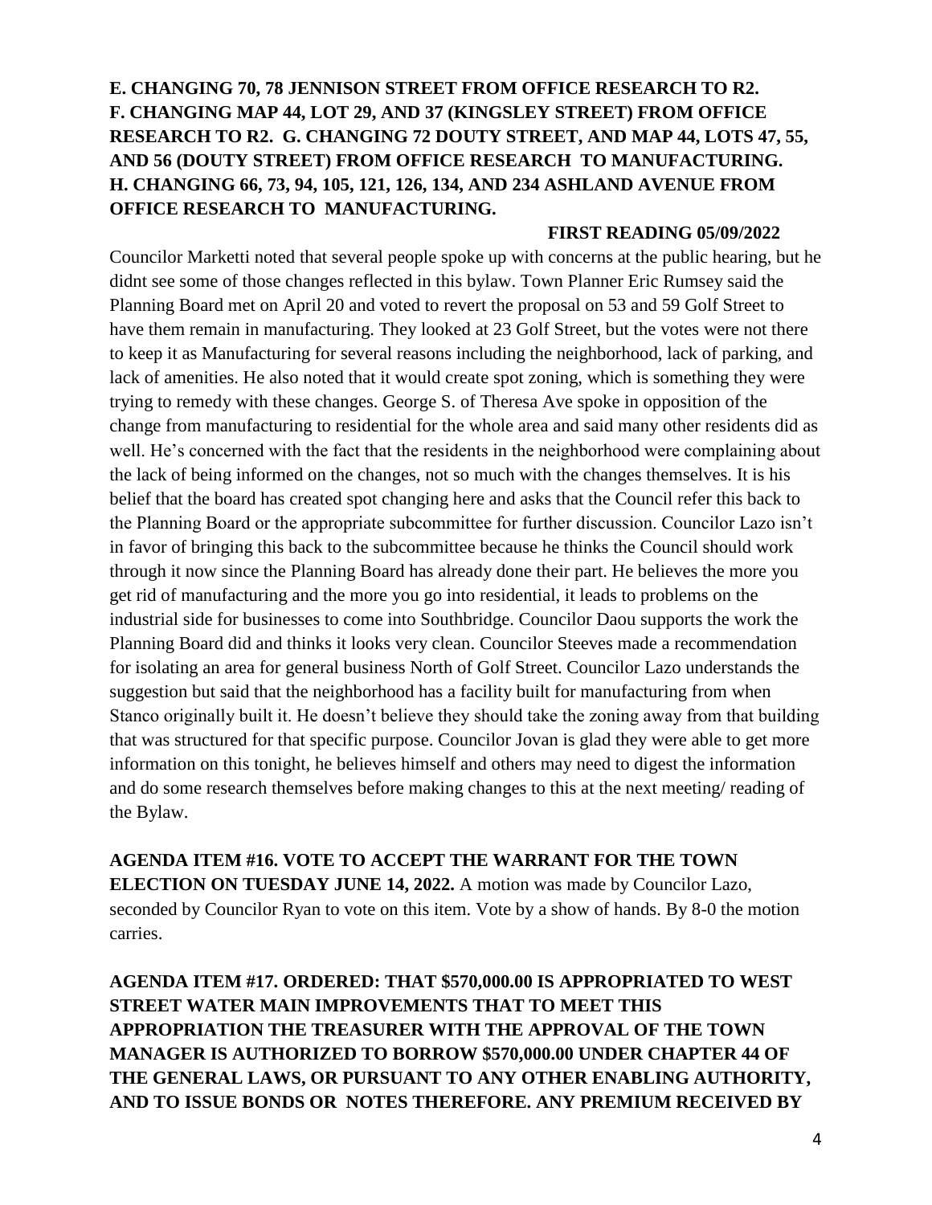**E. CHANGING 70, 78 JENNISON STREET FROM OFFICE RESEARCH TO R2. F. CHANGING MAP 44, LOT 29, AND 37 (KINGSLEY STREET) FROM OFFICE RESEARCH TO R2. G. CHANGING 72 DOUTY STREET, AND MAP 44, LOTS 47, 55, AND 56 (DOUTY STREET) FROM OFFICE RESEARCH TO MANUFACTURING. H. CHANGING 66, 73, 94, 105, 121, 126, 134, AND 234 ASHLAND AVENUE FROM OFFICE RESEARCH TO MANUFACTURING.**

**FIRST READING 05/09/2022**

Councilor Marketti noted that several people spoke up with concerns at the public hearing, but he didnt see some of those changes reflected in this bylaw. Town Planner Eric Rumsey said the Planning Board met on April 20 and voted to revert the proposal on 53 and 59 Golf Street to have them remain in manufacturing. They looked at 23 Golf Street, but the votes were not there to keep it as Manufacturing for several reasons including the neighborhood, lack of parking, and lack of amenities. He also noted that it would create spot zoning, which is something they were trying to remedy with these changes. George S. of Theresa Ave spoke in opposition of the change from manufacturing to residential for the whole area and said many other residents did as well. He's concerned with the fact that the residents in the neighborhood were complaining about the lack of being informed on the changes, not so much with the changes themselves. It is his belief that the board has created spot changing here and asks that the Council refer this back to the Planning Board or the appropriate subcommittee for further discussion. Councilor Lazo isn't in favor of bringing this back to the subcommittee because he thinks the Council should work through it now since the Planning Board has already done their part. He believes the more you get rid of manufacturing and the more you go into residential, it leads to problems on the industrial side for businesses to come into Southbridge. Councilor Daou supports the work the Planning Board did and thinks it looks very clean. Councilor Steeves made a recommendation for isolating an area for general business North of Golf Street. Councilor Lazo understands the suggestion but said that the neighborhood has a facility built for manufacturing from when Stanco originally built it. He doesn't believe they should take the zoning away from that building that was structured for that specific purpose. Councilor Jovan is glad they were able to get more information on this tonight, he believes himself and others may need to digest the information and do some research themselves before making changes to this at the next meeting/ reading of the Bylaw.

**AGENDA ITEM #16. VOTE TO ACCEPT THE WARRANT FOR THE TOWN ELECTION ON TUESDAY JUNE 14, 2022.** A motion was made by Councilor Lazo, seconded by Councilor Ryan to vote on this item. Vote by a show of hands. By 8-0 the motion carries.

**AGENDA ITEM #17. ORDERED: THAT $570,000.00 IS APPROPRIATED TO WEST STREET WATER MAIN IMPROVEMENTS THAT TO MEET THIS APPROPRIATION THE TREASURER WITH THE APPROVAL OF THE TOWN MANAGER IS AUTHORIZED TO BORROW $570,000.00 UNDER CHAPTER 44 OF THE GENERAL LAWS, OR PURSUANT TO ANY OTHER ENABLING AUTHORITY, AND TO ISSUE BONDS OR NOTES THEREFORE. ANY PREMIUM RECEIVED BY**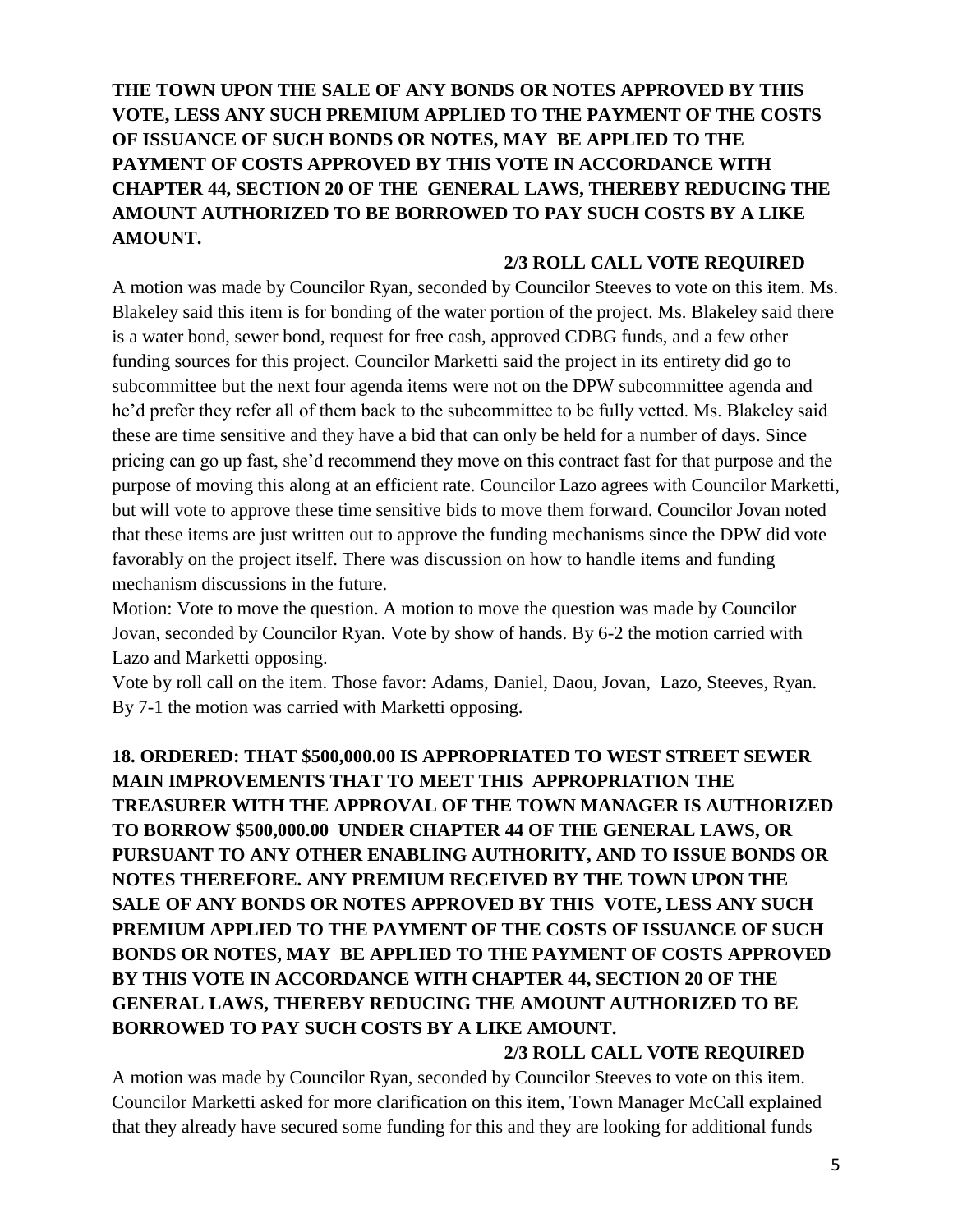**THE TOWN UPON THE SALE OF ANY BONDS OR NOTES APPROVED BY THIS VOTE, LESS ANY SUCH PREMIUM APPLIED TO THE PAYMENT OF THE COSTS OF ISSUANCE OF SUCH BONDS OR NOTES, MAY BE APPLIED TO THE PAYMENT OF COSTS APPROVED BY THIS VOTE IN ACCORDANCE WITH CHAPTER 44, SECTION 20 OF THE GENERAL LAWS, THEREBY REDUCING THE AMOUNT AUTHORIZED TO BE BORROWED TO PAY SUCH COSTS BY A LIKE AMOUNT.**

**2/3 ROLL CALL VOTE REQUIRED**

A motion was made by Councilor Ryan, seconded by Councilor Steeves to vote on this item. Ms. Blakeley said this item is for bonding of the water portion of the project. Ms. Blakeley said there is a water bond, sewer bond, request for free cash, approved CDBG funds, and a few other funding sources for this project. Councilor Marketti said the project in its entirety did go to subcommittee but the next four agenda items were not on the DPW subcommittee agenda and he'd prefer they refer all of them back to the subcommittee to be fully vetted. Ms. Blakeley said these are time sensitive and they have a bid that can only be held for a number of days. Since pricing can go up fast, she'd recommend they move on this contract fast for that purpose and the purpose of moving this along at an efficient rate. Councilor Lazo agrees with Councilor Marketti, but will vote to approve these time sensitive bids to move them forward. Councilor Jovan noted that these items are just written out to approve the funding mechanisms since the DPW did vote favorably on the project itself. There was discussion on how to handle items and funding mechanism discussions in the future.

Motion: Vote to move the question. A motion to move the question was made by Councilor Jovan, seconded by Councilor Ryan. Vote by show of hands. By 6-2 the motion carried with Lazo and Marketti opposing.

Vote by roll call on the item. Those favor: Adams, Daniel, Daou, Jovan, Lazo, Steeves, Ryan. By 7-1 the motion was carried with Marketti opposing.

**18. ORDERED: THAT $500,000.00 IS APPROPRIATED TO WEST STREET SEWER MAIN IMPROVEMENTS THAT TO MEET THIS APPROPRIATION THE TREASURER WITH THE APPROVAL OF THE TOWN MANAGER IS AUTHORIZED TO BORROW $500,000.00 UNDER CHAPTER 44 OF THE GENERAL LAWS, OR PURSUANT TO ANY OTHER ENABLING AUTHORITY, AND TO ISSUE BONDS OR NOTES THEREFORE. ANY PREMIUM RECEIVED BY THE TOWN UPON THE SALE OF ANY BONDS OR NOTES APPROVED BY THIS VOTE, LESS ANY SUCH PREMIUM APPLIED TO THE PAYMENT OF THE COSTS OF ISSUANCE OF SUCH BONDS OR NOTES, MAY BE APPLIED TO THE PAYMENT OF COSTS APPROVED BY THIS VOTE IN ACCORDANCE WITH CHAPTER 44, SECTION 20 OF THE GENERAL LAWS, THEREBY REDUCING THE AMOUNT AUTHORIZED TO BE BORROWED TO PAY SUCH COSTS BY A LIKE AMOUNT.**

**2/3 ROLL CALL VOTE REQUIRED**

A motion was made by Councilor Ryan, seconded by Councilor Steeves to vote on this item. Councilor Marketti asked for more clarification on this item, Town Manager McCall explained that they already have secured some funding for this and they are looking for additional funds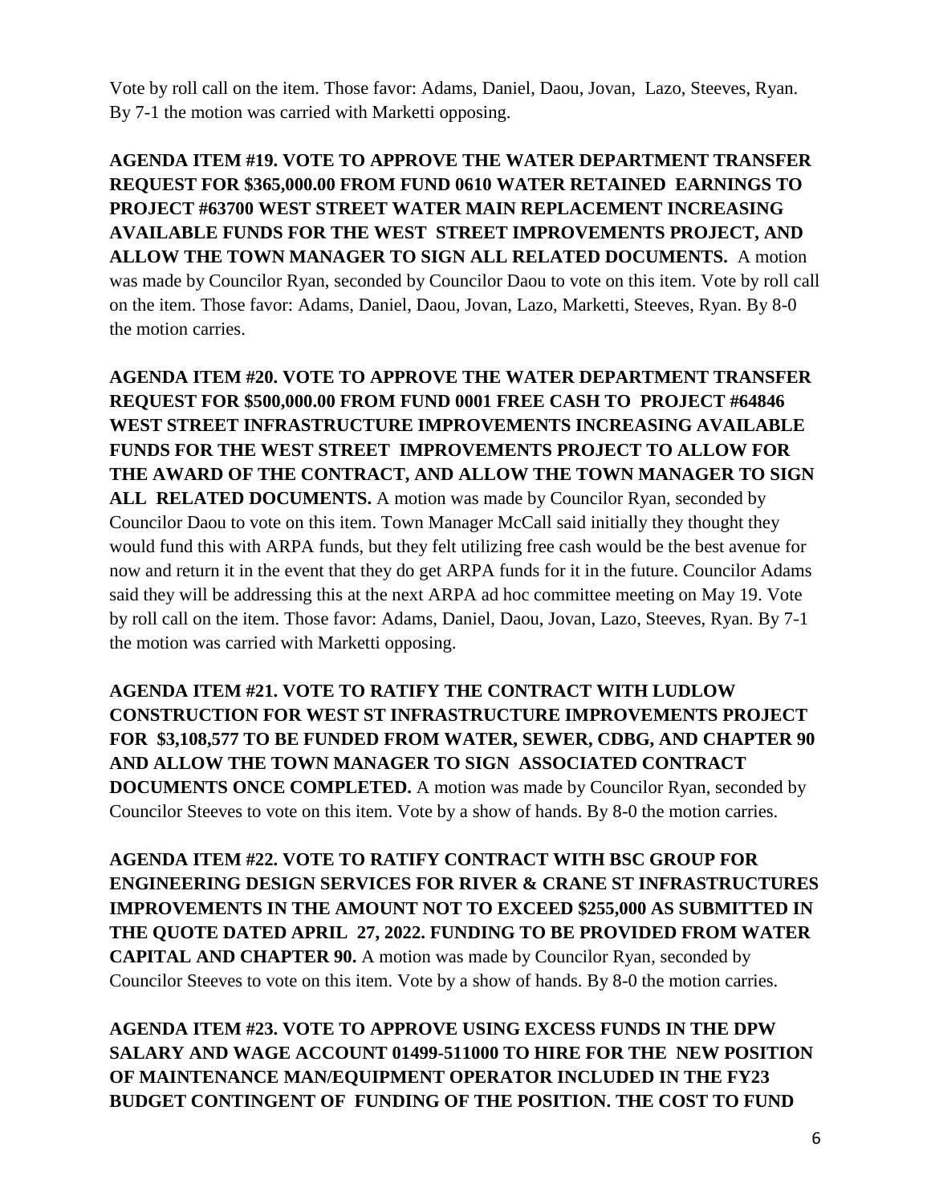Vote by roll call on the item. Those favor: Adams, Daniel, Daou, Jovan, Lazo, Steeves, Ryan. By 7-1 the motion was carried with Marketti opposing.

**AGENDA ITEM #19. VOTE TO APPROVE THE WATER DEPARTMENT TRANSFER REQUEST FOR $365,000.00 FROM FUND 0610 WATER RETAINED EARNINGS TO PROJECT #63700 WEST STREET WATER MAIN REPLACEMENT INCREASING AVAILABLE FUNDS FOR THE WEST STREET IMPROVEMENTS PROJECT, AND ALLOW THE TOWN MANAGER TO SIGN ALL RELATED DOCUMENTS.** A motion was made by Councilor Ryan, seconded by Councilor Daou to vote on this item. Vote by roll call on the item. Those favor: Adams, Daniel, Daou, Jovan, Lazo, Marketti, Steeves, Ryan. By 8-0 the motion carries.

**AGENDA ITEM #20. VOTE TO APPROVE THE WATER DEPARTMENT TRANSFER REQUEST FOR $500,000.00 FROM FUND 0001 FREE CASH TO PROJECT #64846 WEST STREET INFRASTRUCTURE IMPROVEMENTS INCREASING AVAILABLE FUNDS FOR THE WEST STREET IMPROVEMENTS PROJECT TO ALLOW FOR THE AWARD OF THE CONTRACT, AND ALLOW THE TOWN MANAGER TO SIGN ALL RELATED DOCUMENTS.** A motion was made by Councilor Ryan, seconded by Councilor Daou to vote on this item. Town Manager McCall said initially they thought they would fund this with ARPA funds, but they felt utilizing free cash would be the best avenue for now and return it in the event that they do get ARPA funds for it in the future. Councilor Adams said they will be addressing this at the next ARPA ad hoc committee meeting on May 19. Vote by roll call on the item. Those favor: Adams, Daniel, Daou, Jovan, Lazo, Steeves, Ryan. By 7-1 the motion was carried with Marketti opposing.

**AGENDA ITEM #21. VOTE TO RATIFY THE CONTRACT WITH LUDLOW CONSTRUCTION FOR WEST ST INFRASTRUCTURE IMPROVEMENTS PROJECT FOR $3,108,577 TO BE FUNDED FROM WATER, SEWER, CDBG, AND CHAPTER 90 AND ALLOW THE TOWN MANAGER TO SIGN ASSOCIATED CONTRACT DOCUMENTS ONCE COMPLETED.** A motion was made by Councilor Ryan, seconded by Councilor Steeves to vote on this item. Vote by a show of hands. By 8-0 the motion carries.

**AGENDA ITEM #22. VOTE TO RATIFY CONTRACT WITH BSC GROUP FOR ENGINEERING DESIGN SERVICES FOR RIVER & CRANE ST INFRASTRUCTURES IMPROVEMENTS IN THE AMOUNT NOT TO EXCEED $255,000 AS SUBMITTED IN THE QUOTE DATED APRIL 27, 2022. FUNDING TO BE PROVIDED FROM WATER CAPITAL AND CHAPTER 90.** A motion was made by Councilor Ryan, seconded by Councilor Steeves to vote on this item. Vote by a show of hands. By 8-0 the motion carries.

**AGENDA ITEM #23. VOTE TO APPROVE USING EXCESS FUNDS IN THE DPW SALARY AND WAGE ACCOUNT 01499-511000 TO HIRE FOR THE NEW POSITION OF MAINTENANCE MAN/EQUIPMENT OPERATOR INCLUDED IN THE FY23 BUDGET CONTINGENT OF FUNDING OF THE POSITION. THE COST TO FUND**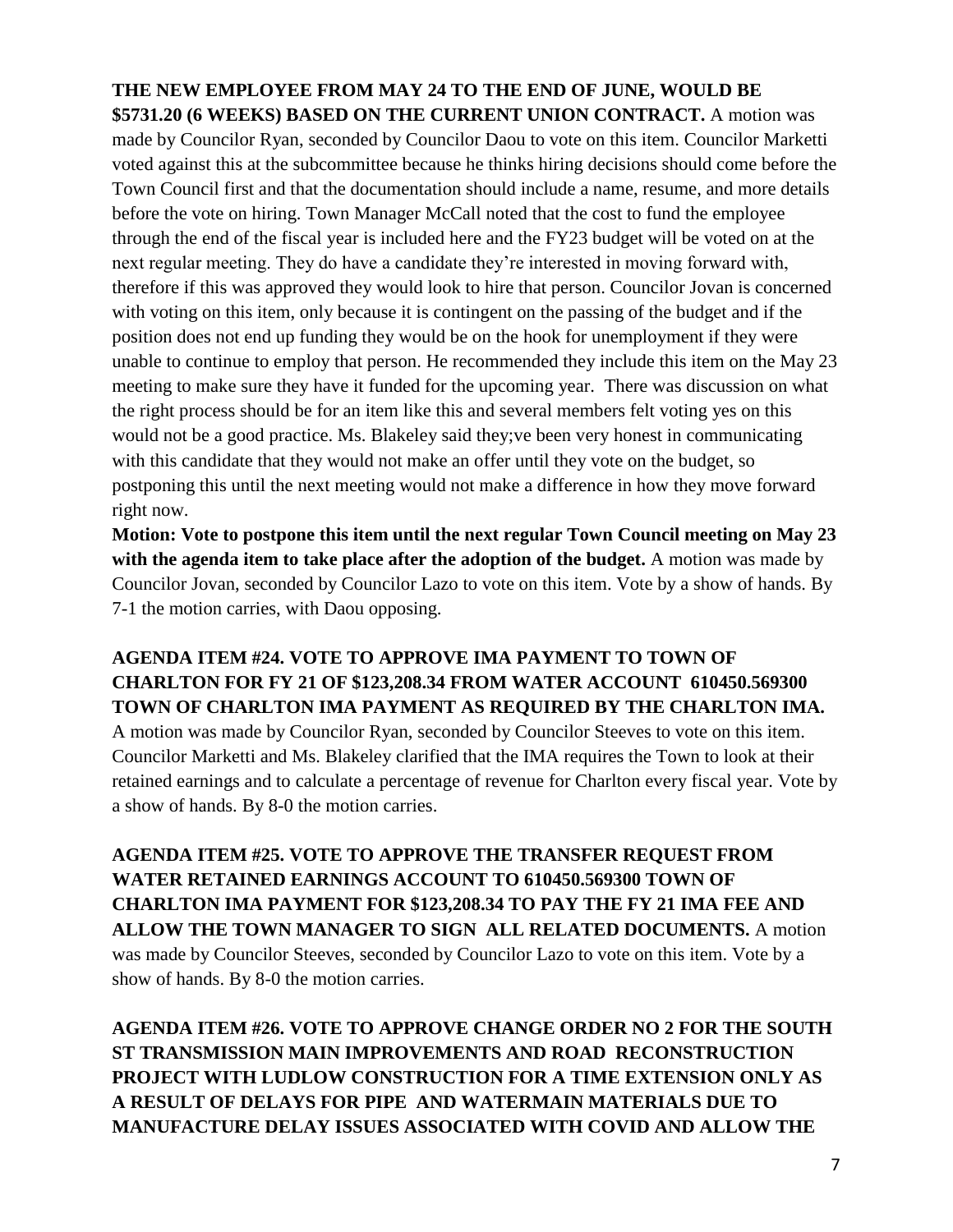**THE NEW EMPLOYEE FROM MAY 24 TO THE END OF JUNE, WOULD BE $5731.20 (6 WEEKS) BASED ON THE CURRENT UNION CONTRACT.** A motion was made by Councilor Ryan, seconded by Councilor Daou to vote on this item. Councilor Marketti voted against this at the subcommittee because he thinks hiring decisions should come before the Town Council first and that the documentation should include a name, resume, and more details before the vote on hiring. Town Manager McCall noted that the cost to fund the employee through the end of the fiscal year is included here and the FY23 budget will be voted on at the next regular meeting. They do have a candidate they're interested in moving forward with, therefore if this was approved they would look to hire that person. Councilor Jovan is concerned with voting on this item, only because it is contingent on the passing of the budget and if the position does not end up funding they would be on the hook for unemployment if they were unable to continue to employ that person. He recommended they include this item on the May 23 meeting to make sure they have it funded for the upcoming year. There was discussion on what the right process should be for an item like this and several members felt voting yes on this would not be a good practice. Ms. Blakeley said they;ve been very honest in communicating with this candidate that they would not make an offer until they vote on the budget, so postponing this until the next meeting would not make a difference in how they move forward right now.

**Motion: Vote to postpone this item until the next regular Town Council meeting on May 23 with the agenda item to take place after the adoption of the budget.** A motion was made by Councilor Jovan, seconded by Councilor Lazo to vote on this item. Vote by a show of hands. By 7-1 the motion carries, with Daou opposing.

**AGENDA ITEM #24. VOTE TO APPROVE IMA PAYMENT TO TOWN OF CHARLTON FOR FY 21 OF $123,208.34 FROM WATER ACCOUNT 610450.569300 TOWN OF CHARLTON IMA PAYMENT AS REQUIRED BY THE CHARLTON IMA.** A motion was made by Councilor Ryan, seconded by Councilor Steeves to vote on this item. Councilor Marketti and Ms. Blakeley clarified that the IMA requires the Town to look at their retained earnings and to calculate a percentage of revenue for Charlton every fiscal year. Vote by a show of hands. By 8-0 the motion carries.

**AGENDA ITEM #25. VOTE TO APPROVE THE TRANSFER REQUEST FROM WATER RETAINED EARNINGS ACCOUNT TO 610450.569300 TOWN OF CHARLTON IMA PAYMENT FOR $123,208.34 TO PAY THE FY 21 IMA FEE AND ALLOW THE TOWN MANAGER TO SIGN ALL RELATED DOCUMENTS.** A motion was made by Councilor Steeves, seconded by Councilor Lazo to vote on this item. Vote by a show of hands. By 8-0 the motion carries.

**AGENDA ITEM #26. VOTE TO APPROVE CHANGE ORDER NO 2 FOR THE SOUTH ST TRANSMISSION MAIN IMPROVEMENTS AND ROAD RECONSTRUCTION PROJECT WITH LUDLOW CONSTRUCTION FOR A TIME EXTENSION ONLY AS A RESULT OF DELAYS FOR PIPE AND WATERMAIN MATERIALS DUE TO MANUFACTURE DELAY ISSUES ASSOCIATED WITH COVID AND ALLOW THE**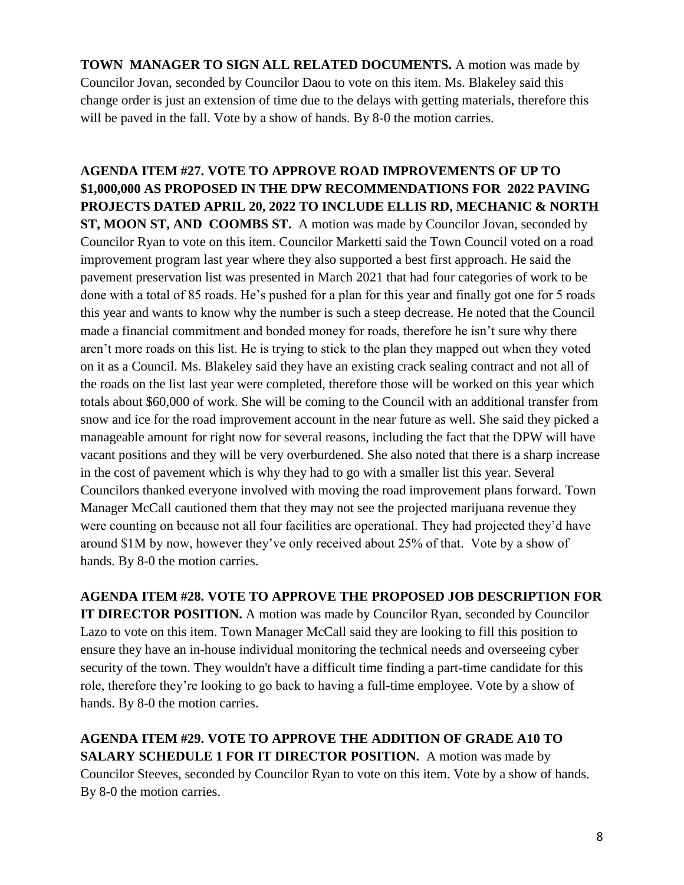**TOWN MANAGER TO SIGN ALL RELATED DOCUMENTS.** A motion was made by Councilor Jovan, seconded by Councilor Daou to vote on this item. Ms. Blakeley said this change order is just an extension of time due to the delays with getting materials, therefore this will be paved in the fall. Vote by a show of hands. By 8-0 the motion carries.

**AGENDA ITEM #27. VOTE TO APPROVE ROAD IMPROVEMENTS OF UP TO $1,000,000 AS PROPOSED IN THE DPW RECOMMENDATIONS FOR 2022 PAVING PROJECTS DATED APRIL 20, 2022 TO INCLUDE ELLIS RD, MECHANIC & NORTH ST, MOON ST, AND COOMBS ST.** A motion was made by Councilor Jovan, seconded by Councilor Ryan to vote on this item. Councilor Marketti said the Town Council voted on a road improvement program last year where they also supported a best first approach. He said the pavement preservation list was presented in March 2021 that had four categories of work to be done with a total of 85 roads. He's pushed for a plan for this year and finally got one for 5 roads this year and wants to know why the number is such a steep decrease. He noted that the Council made a financial commitment and bonded money for roads, therefore he isn't sure why there aren't more roads on this list. He is trying to stick to the plan they mapped out when they voted on it as a Council. Ms. Blakeley said they have an existing crack sealing contract and not all of the roads on the list last year were completed, therefore those will be worked on this year which totals about $60,000 of work. She will be coming to the Council with an additional transfer from snow and ice for the road improvement account in the near future as well. She said they picked a manageable amount for right now for several reasons, including the fact that the DPW will have vacant positions and they will be very overburdened. She also noted that there is a sharp increase in the cost of pavement which is why they had to go with a smaller list this year. Several Councilors thanked everyone involved with moving the road improvement plans forward. Town Manager McCall cautioned them that they may not see the projected marijuana revenue they were counting on because not all four facilities are operational. They had projected they'd have around $1M by now, however they've only received about 25% of that. Vote by a show of hands. By 8-0 the motion carries.

**AGENDA ITEM #28. VOTE TO APPROVE THE PROPOSED JOB DESCRIPTION FOR IT DIRECTOR POSITION.** A motion was made by Councilor Ryan, seconded by Councilor Lazo to vote on this item. Town Manager McCall said they are looking to fill this position to ensure they have an in-house individual monitoring the technical needs and overseeing cyber security of the town. They wouldn't have a difficult time finding a part-time candidate for this role, therefore they're looking to go back to having a full-time employee. Vote by a show of hands. By 8-0 the motion carries.

**AGENDA ITEM #29. VOTE TO APPROVE THE ADDITION OF GRADE A10 TO SALARY SCHEDULE 1 FOR IT DIRECTOR POSITION.** A motion was made by Councilor Steeves, seconded by Councilor Ryan to vote on this item. Vote by a show of hands. By 8-0 the motion carries.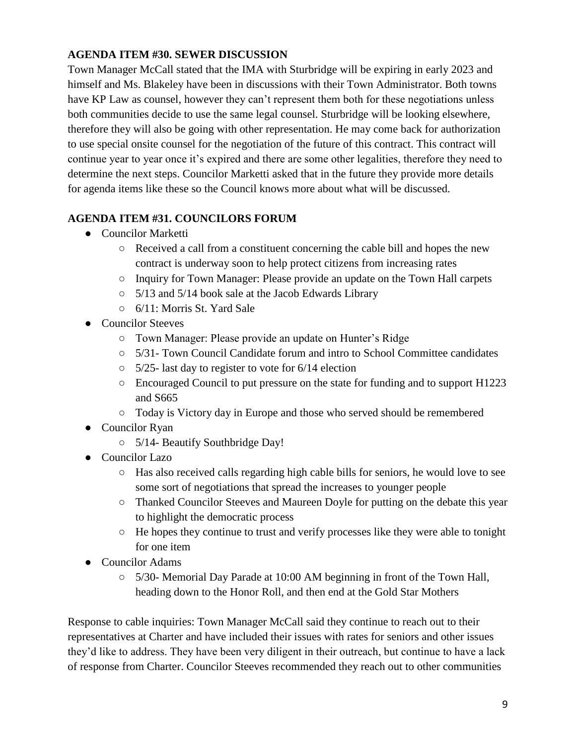**AGENDA ITEM #30. SEWER DISCUSSION**

Town Manager McCall stated that the IMA with Sturbridge will be expiring in early 2023 and himself and Ms. Blakeley have been in discussions with their Town Administrator. Both towns have KP Law as counsel, however they can't represent them both for these negotiations unless both communities decide to use the same legal counsel. Sturbridge will be looking elsewhere, therefore they will also be going with other representation. He may come back for authorization to use special onsite counsel for the negotiation of the future of this contract. This contract will continue year to year once it's expired and there are some other legalities, therefore they need to determine the next steps. Councilor Marketti asked that in the future they provide more details for agenda items like these so the Council knows more about what will be discussed.

**AGENDA ITEM #31. COUNCILORS FORUM**

- Councilor Marketti
  - Received a call from a constituent concerning the cable bill and hopes the new contract is underway soon to help protect citizens from increasing rates
  - Inquiry for Town Manager: Please provide an update on the Town Hall carpets
  - 5/13 and 5/14 book sale at the Jacob Edwards Library
  - 6/11: Morris St. Yard Sale
- Councilor Steeves
  - Town Manager: Please provide an update on Hunter's Ridge
  - 5/31- Town Council Candidate forum and intro to School Committee candidates
  - 5/25- last day to register to vote for 6/14 election
  - Encouraged Council to put pressure on the state for funding and to support H1223 and S665
  - Today is Victory day in Europe and those who served should be remembered
- Councilor Ryan
  - 5/14- Beautify Southbridge Day!
- Councilor Lazo
  - Has also received calls regarding high cable bills for seniors, he would love to see some sort of negotiations that spread the increases to younger people
  - Thanked Councilor Steeves and Maureen Doyle for putting on the debate this year to highlight the democratic process
  - He hopes they continue to trust and verify processes like they were able to tonight for one item
- Councilor Adams
  - 5/30- Memorial Day Parade at 10:00 AM beginning in front of the Town Hall, heading down to the Honor Roll, and then end at the Gold Star Mothers

Response to cable inquiries: Town Manager McCall said they continue to reach out to their representatives at Charter and have included their issues with rates for seniors and other issues they'd like to address. They have been very diligent in their outreach, but continue to have a lack of response from Charter. Councilor Steeves recommended they reach out to other communities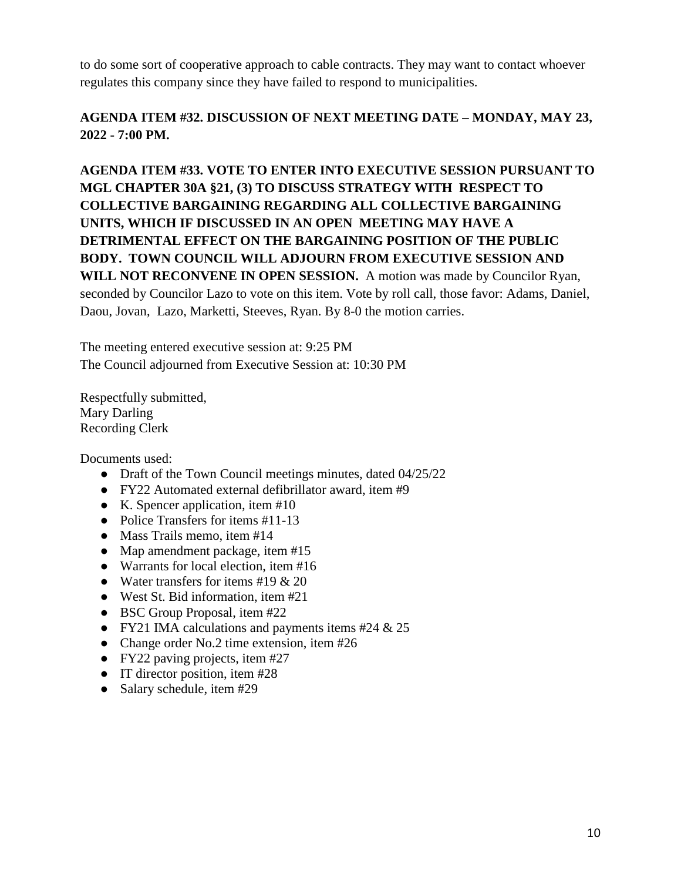to do some sort of cooperative approach to cable contracts. They may want to contact whoever regulates this company since they have failed to respond to municipalities.

**AGENDA ITEM #32. DISCUSSION OF NEXT MEETING DATE – MONDAY, MAY 23, 2022 - 7:00 PM.**

**AGENDA ITEM #33. VOTE TO ENTER INTO EXECUTIVE SESSION PURSUANT TO MGL CHAPTER 30A §21, (3) TO DISCUSS STRATEGY WITH RESPECT TO COLLECTIVE BARGAINING REGARDING ALL COLLECTIVE BARGAINING UNITS, WHICH IF DISCUSSED IN AN OPEN MEETING MAY HAVE A DETRIMENTAL EFFECT ON THE BARGAINING POSITION OF THE PUBLIC BODY. TOWN COUNCIL WILL ADJOURN FROM EXECUTIVE SESSION AND WILL NOT RECONVENE IN OPEN SESSION.** A motion was made by Councilor Ryan, seconded by Councilor Lazo to vote on this item. Vote by roll call, those favor: Adams, Daniel, Daou, Jovan, Lazo, Marketti, Steeves, Ryan. By 8-0 the motion carries.

The meeting entered executive session at: 9:25 PM
The Council adjourned from Executive Session at: 10:30 PM

Respectfully submitted,
Mary Darling
Recording Clerk

Documents used:

- Draft of the Town Council meetings minutes, dated 04/25/22
- FY22 Automated external defibrillator award, item #9
- K. Spencer application, item #10
- Police Transfers for items #11-13
- Mass Trails memo, item #14
- Map amendment package, item #15
- Warrants for local election, item #16
- Water transfers for items #19 & 20
- West St. Bid information, item #21
- BSC Group Proposal, item #22
- FY21 IMA calculations and payments items #24 & 25
- Change order No.2 time extension, item #26
- FY22 paving projects, item #27
- IT director position, item #28
- Salary schedule, item #29